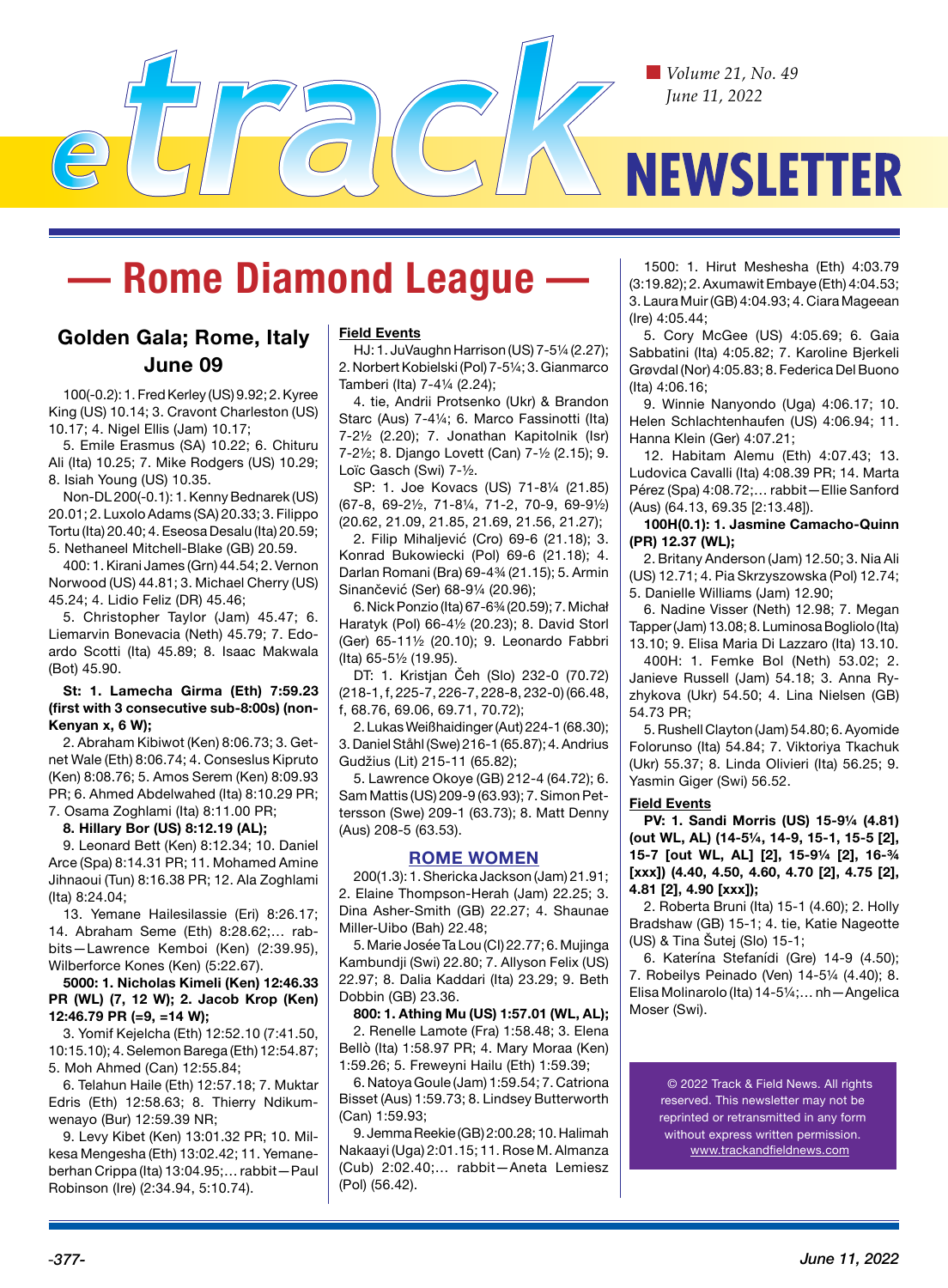# — Rome Diamond League —

## Golden Gala; Rome, Italy
## June 09

100(-0.2): 1. Fred Kerley (US) 9.92; 2. Kyree King (US) 10.14; 3. Cravont Charleston (US) 10.17; 4. Nigel Ellis (Jam) 10.17;

5. Emile Erasmus (SA) 10.22; 6. Chituru Ali (Ita) 10.25; 7. Mike Rodgers (US) 10.29; 8. Isiah Young (US) 10.35.

Non-DL 200(-0.1): 1. Kenny Bednarek (US) 20.01; 2. Luxolo Adams (SA) 20.33; 3. Filippo Tortu (Ita) 20.40; 4. Eseosa Desalu (Ita) 20.59; 5. Nethaneel Mitchell-Blake (GB) 20.59.

400: 1. Kirani James (Grn) 44.54; 2. Vernon Norwood (US) 44.81; 3. Michael Cherry (US) 45.24; 4. Lidio Feliz (DR) 45.46;

5. Christopher Taylor (Jam) 45.47; 6. Liemarvin Bonevacia (Neth) 45.79; 7. Edoardo Scotti (Ita) 45.89; 8. Isaac Makwala (Bot) 45.90.

**St: 1. Lamecha Girma (Eth) 7:59.23 (first with 3 consecutive sub-8:00s) (non-Kenyan x, 6 W);**

2. Abraham Kibiwot (Ken) 8:06.73; 3. Getnet Wale (Eth) 8:06.74; 4. Conseslus Kipruto (Ken) 8:08.76; 5. Amos Serem (Ken) 8:09.93 PR; 6. Ahmed Abdelwahed (Ita) 8:10.29 PR; 7. Osama Zoghlami (Ita) 8:11.00 PR;

**8. Hillary Bor (US) 8:12.19 (AL);**

9. Leonard Bett (Ken) 8:12.34; 10. Daniel Arce (Spa) 8:14.31 PR; 11. Mohamed Amine Jihnaoui (Tun) 8:16.38 PR; 12. Ala Zoghlami (Ita) 8:24.04;

13. Yemane Hailesilassie (Eri) 8:26.17; 14. Abraham Seme (Eth) 8:28.62;… rabbits—Lawrence Kemboi (Ken) (2:39.95), Wilberforce Kones (Ken) (5:22.67).

**5000: 1. Nicholas Kimeli (Ken) 12:46.33 PR (WL) (7, 12 W); 2. Jacob Krop (Ken) 12:46.79 PR (=9, =14 W);**

3. Yomif Kejelcha (Eth) 12:52.10 (7:41.50, 10:15.10); 4. Selemon Barega (Eth) 12:54.87; 5. Moh Ahmed (Can) 12:55.84;

6. Telahun Haile (Eth) 12:57.18; 7. Muktar Edris (Eth) 12:58.63; 8. Thierry Ndikumwenayo (Bur) 12:59.39 NR;

9. Levy Kibet (Ken) 13:01.32 PR; 10. Milkesa Mengesha (Eth) 13:02.42; 11. Yemaneberhan Crippa (Ita) 13:04.95;… rabbit—Paul Robinson (Ire) (2:34.94, 5:10.74).

### Field Events

HJ: 1. JuVaughn Harrison (US) 7-5¼ (2.27); 2. Norbert Kobielski (Pol) 7-5¼; 3. Gianmarco Tamberi (Ita) 7-4¼ (2.24);

4. tie, Andrii Protsenko (Ukr) & Brandon Starc (Aus) 7-4¼; 6. Marco Fassinotti (Ita) 7-2½ (2.20); 7. Jonathan Kapitolnik (Isr) 7-2½; 8. Django Lovett (Can) 7-½ (2.15); 9. Loïc Gasch (Swi) 7-½.

SP: 1. Joe Kovacs (US) 71-8¼ (21.85) (67-8, 69-2½, 71-8¼, 71-2, 70-9, 69-9½) (20.62, 21.09, 21.85, 21.69, 21.56, 21.27);

2. Filip Mihaljević (Cro) 69-6 (21.18); 3. Konrad Bukowiecki (Pol) 69-6 (21.18); 4. Darlan Romani (Bra) 69-4¾ (21.15); 5. Armin Sinančević (Ser) 68-9¼ (20.96);

6. Nick Ponzio (Ita) 67-6¾ (20.59); 7. Michał Haratyk (Pol) 66-4½ (20.23); 8. David Storl (Ger) 65-11½ (20.10); 9. Leonardo Fabbri (Ita) 65-5½ (19.95).

DT: 1. Kristjan Čeh (Slo) 232-0 (70.72) (218-1, f, 225-7, 226-7, 228-8, 232-0) (66.48, f, 68.76, 69.06, 69.71, 70.72);

2. Lukas Weißhaidinger (Aut) 224-1 (68.30); 3. Daniel Ståhl (Swe) 216-1 (65.87); 4. Andrius Gudžius (Lit) 215-11 (65.82);

5. Lawrence Okoye (GB) 212-4 (64.72); 6. Sam Mattis (US) 209-9 (63.93); 7. Simon Pettersson (Swe) 209-1 (63.73); 8. Matt Denny (Aus) 208-5 (63.53).

## ROME WOMEN

200(1.3): 1. Shericka Jackson (Jam) 21.91; 2. Elaine Thompson-Herah (Jam) 22.25; 3. Dina Asher-Smith (GB) 22.27; 4. Shaunae Miller-Uibo (Bah) 22.48;

5. Marie Josée Ta Lou (CI) 22.77; 6. Mujinga Kambundji (Swi) 22.80; 7. Allyson Felix (US) 22.97; 8. Dalia Kaddari (Ita) 23.29; 9. Beth Dobbin (GB) 23.36.

**800: 1. Athing Mu (US) 1:57.01 (WL, AL);**

2. Renelle Lamote (Fra) 1:58.48; 3. Elena Bellò (Ita) 1:58.97 PR; 4. Mary Moraa (Ken) 1:59.26; 5. Freweyni Hailu (Eth) 1:59.39;

6. Natoya Goule (Jam) 1:59.54; 7. Catriona Bisset (Aus) 1:59.73; 8. Lindsey Butterworth (Can) 1:59.93;

9. Jemma Reekie (GB) 2:00.28; 10. Halimah Nakaayi (Uga) 2:01.15; 11. Rose M. Almanza (Cub) 2:02.40;… rabbit—Aneta Lemiesz (Pol) (56.42).

1500: 1. Hirut Meshesha (Eth) 4:03.79 (3:19.82); 2. Axumawit Embaye (Eth) 4:04.53; 3. Laura Muir (GB) 4:04.93; 4. Ciara Mageean (Ire) 4:05.44;

5. Cory McGee (US) 4:05.69; 6. Gaia Sabbatini (Ita) 4:05.82; 7. Karoline Bjerkeli Grøvdal (Nor) 4:05.83; 8. Federica Del Buono (Ita) 4:06.16;

9. Winnie Nanyondo (Uga) 4:06.17; 10. Helen Schlachtenhaufen (US) 4:06.94; 11. Hanna Klein (Ger) 4:07.21;

12. Habitam Alemu (Eth) 4:07.43; 13. Ludovica Cavalli (Ita) 4:08.39 PR; 14. Marta Pérez (Spa) 4:08.72;… rabbit—Ellie Sanford (Aus) (64.13, 69.35 [2:13.48]).

**100H(0.1): 1. Jasmine Camacho-Quinn (PR) 12.37 (WL);**

2. Britany Anderson (Jam) 12.50; 3. Nia Ali (US) 12.71; 4. Pia Skrzyszowska (Pol) 12.74; 5. Danielle Williams (Jam) 12.90;

6. Nadine Visser (Neth) 12.98; 7. Megan Tapper (Jam) 13.08; 8. Luminosa Bogliolo (Ita) 13.10; 9. Elisa Maria Di Lazzaro (Ita) 13.10.

400H: 1. Femke Bol (Neth) 53.02; 2. Janieve Russell (Jam) 54.18; 3. Anna Ryzhykova (Ukr) 54.50; 4. Lina Nielsen (GB) 54.73 PR;

5. Rushell Clayton (Jam) 54.80; 6. Ayomide Folorunso (Ita) 54.84; 7. Viktoriya Tkachuk (Ukr) 55.37; 8. Linda Olivieri (Ita) 56.25; 9. Yasmin Giger (Swi) 56.52.

### Field Events

**PV: 1. Sandi Morris (US) 15-9¼ (4.81) (out WL, AL) (14-5¼, 14-9, 15-1, 15-5 [2], 15-7 [out WL, AL] [2], 15-9¼ [2], 16-¾ [xxx]) (4.40, 4.50, 4.60, 4.70 [2], 4.75 [2], 4.81 [2], 4.90 [xxx]);**

2. Roberta Bruni (Ita) 15-1 (4.60); 2. Holly Bradshaw (GB) 15-1; 4. tie, Katie Nageotte (US) & Tina Šutej (Slo) 15-1;

6. Katerína Stefanídi (Gre) 14-9 (4.50); 7. Robeilys Peinado (Ven) 14-5¼ (4.40); 8. Elisa Molinarolo (Ita) 14-5¼;… nh—Angelica Moser (Swi).

© 2022 Track & Field News. All rights reserved. This newsletter may not be reprinted or retransmitted in any form without express written permission. www.trackandfieldnews.com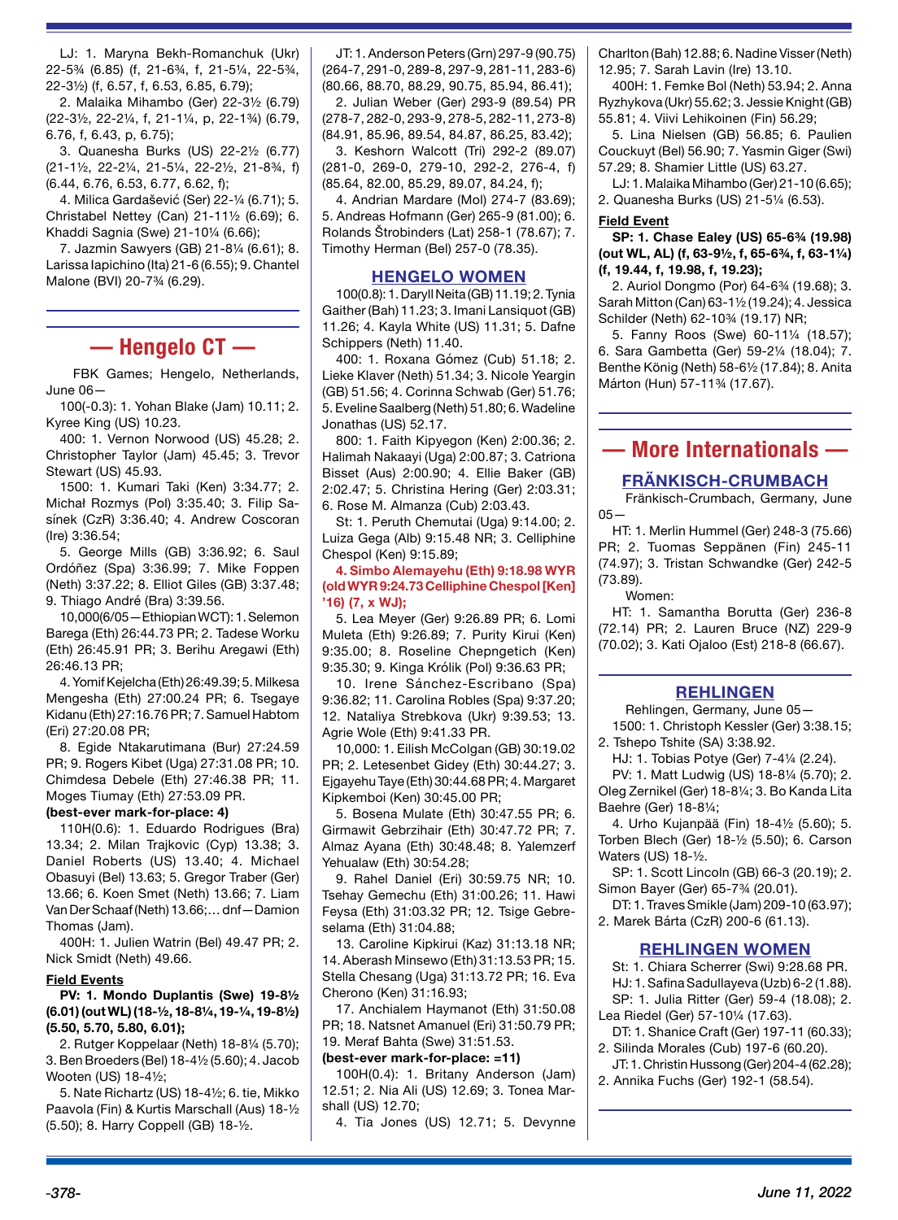LJ: 1. Maryna Bekh-Romanchuk (Ukr) 22-5¾ (6.85) (f, 21-6¾, f, 21-5¼, 22-5¾, 22-3½) (f, 6.57, f, 6.53, 6.85, 6.79);

2. Malaika Mihambo (Ger) 22-3½ (6.79) (22-3½, 22-2¼, f, 21-1¼, p, 22-1¾) (6.79, 6.76, f, 6.43, p, 6.75);

3. Quanesha Burks (US) 22-2½ (6.77) (21-1½, 22-2¼, 21-5¼, 22-2½, 21-8¾, f) (6.44, 6.76, 6.53, 6.77, 6.62, f);

4. Milica Gardašević (Ser) 22-¼ (6.71); 5. Christabel Nettey (Can) 21-11½ (6.69); 6. Khaddi Sagnia (Swe) 21-10¼ (6.66);

7. Jazmin Sawyers (GB) 21-8¼ (6.61); 8. Larissa Iapichino (Ita) 21-6 (6.55); 9. Chantel Malone (BVI) 20-7¾ (6.29).

## — Hengelo CT —

FBK Games; Hengelo, Netherlands, June 06—

100(-0.3): 1. Yohan Blake (Jam) 10.11; 2. Kyree King (US) 10.23.

400: 1. Vernon Norwood (US) 45.28; 2. Christopher Taylor (Jam) 45.45; 3. Trevor Stewart (US) 45.93.

1500: 1. Kumari Taki (Ken) 3:34.77; 2. Michał Rozmys (Pol) 3:35.40; 3. Filip Sasínek (CzR) 3:36.40; 4. Andrew Coscoran (Ire) 3:36.54;

5. George Mills (GB) 3:36.92; 6. Saul Ordóñez (Spa) 3:36.99; 7. Mike Foppen (Neth) 3:37.22; 8. Elliot Giles (GB) 3:37.48; 9. Thiago André (Bra) 3:39.56.

10,000(6/05—Ethiopian WCT): 1. Selemon Barega (Eth) 26:44.73 PR; 2. Tadese Worku (Eth) 26:45.91 PR; 3. Berihu Aregawi (Eth) 26:46.13 PR;

4. Yomif Kejelcha (Eth) 26:49.39; 5. Milkesa Mengesha (Eth) 27:00.24 PR; 6. Tsegaye Kidanu (Eth) 27:16.76 PR; 7. Samuel Habtom (Eri) 27:20.08 PR;

8. Egide Ntakarutimana (Bur) 27:24.59 PR; 9. Rogers Kibet (Uga) 27:31.08 PR; 10. Chimdesa Debele (Eth) 27:46.38 PR; 11. Moges Tiumay (Eth) 27:53.09 PR.

**(best-ever mark-for-place: 4)**

110H(0.6): 1. Eduardo Rodrigues (Bra) 13.34; 2. Milan Trajkovic (Cyp) 13.38; 3. Daniel Roberts (US) 13.40; 4. Michael Obasuyi (Bel) 13.63; 5. Gregor Traber (Ger) 13.66; 6. Koen Smet (Neth) 13.66; 7. Liam Van Der Schaaf (Neth) 13.66;… dnf—Damion Thomas (Jam).

400H: 1. Julien Watrin (Bel) 49.47 PR; 2. Nick Smidt (Neth) 49.66.

**Field Events**

**PV: 1. Mondo Duplantis (Swe) 19-8½ (6.01) (out WL) (18-½, 18-8¼, 19-1¼, 19-8½) (5.50, 5.70, 5.80, 6.01);**

2. Rutger Koppelaar (Neth) 18-8¼ (5.70); 3. Ben Broeders (Bel) 18-4½ (5.60); 4. Jacob Wooten (US) 18-4½;

5. Nate Richartz (US) 18-4½; 6. tie, Mikko Paavola (Fin) & Kurtis Marschall (Aus) 18-½ (5.50); 8. Harry Coppell (GB) 18-½.

JT: 1. Anderson Peters (Grn) 297-9 (90.75) (264-7, 291-0, 289-8, 297-9, 281-11, 283-6) (80.66, 88.70, 88.29, 90.75, 85.94, 86.41);

2. Julian Weber (Ger) 293-9 (89.54) PR (278-7, 282-0, 293-9, 278-5, 282-11, 273-8) (84.91, 85.96, 89.54, 84.87, 86.25, 83.42);

3. Keshorn Walcott (Tri) 292-2 (89.07) (281-0, 269-0, 279-10, 292-2, 276-4, f) (85.64, 82.00, 85.29, 89.07, 84.24, f);

4. Andrian Mardare (Mol) 274-7 (83.69); 5. Andreas Hofmann (Ger) 265-9 (81.00); 6. Rolands Štrobinders (Lat) 258-1 (78.67); 7. Timothy Herman (Bel) 257-0 (78.35).

### HENGELO WOMEN

100(0.8): 1. Daryll Neita (GB) 11.19; 2. Tynia Gaither (Bah) 11.23; 3. Imani Lansiquot (GB) 11.26; 4. Kayla White (US) 11.31; 5. Dafne Schippers (Neth) 11.40.

400: 1. Roxana Gómez (Cub) 51.18; 2. Lieke Klaver (Neth) 51.34; 3. Nicole Yeargin (GB) 51.56; 4. Corinna Schwab (Ger) 51.76; 5. Eveline Saalberg (Neth) 51.80; 6. Wadeline Jonathas (US) 52.17.

800: 1. Faith Kipyegon (Ken) 2:00.36; 2. Halimah Nakaayi (Uga) 2:00.87; 3. Catriona Bisset (Aus) 2:00.90; 4. Ellie Baker (GB) 2:02.47; 5. Christina Hering (Ger) 2:03.31; 6. Rose M. Almanza (Cub) 2:03.43.

St: 1. Peruth Chemutai (Uga) 9:14.00; 2. Luiza Gega (Alb) 9:15.48 NR; 3. Celliphine Chespol (Ken) 9:15.89;

**4. Simbo Alemayehu (Eth) 9:18.98 WYR (old WYR 9:24.73 Celliphine Chespol [Ken] '16) (7, x WJ);**

5. Lea Meyer (Ger) 9:26.89 PR; 6. Lomi Muleta (Eth) 9:26.89; 7. Purity Kirui (Ken) 9:35.00; 8. Roseline Chepngetich (Ken) 9:35.30; 9. Kinga Królik (Pol) 9:36.63 PR;

10. Irene Sánchez-Escribano (Spa) 9:36.82; 11. Carolina Robles (Spa) 9:37.20; 12. Nataliya Strebkova (Ukr) 9:39.53; 13. Agrie Wole (Eth) 9:41.33 PR.

10,000: 1. Eilish McColgan (GB) 30:19.02 PR; 2. Letesenbet Gidey (Eth) 30:44.27; 3. Ejgayehu Taye (Eth) 30:44.68 PR; 4. Margaret Kipkemboi (Ken) 30:45.00 PR;

5. Bosena Mulate (Eth) 30:47.55 PR; 6. Girmawit Gebrzihair (Eth) 30:47.72 PR; 7. Almaz Ayana (Eth) 30:48.48; 8. Yalemzerf Yehualaw (Eth) 30:54.28;

9. Rahel Daniel (Eri) 30:59.75 NR; 10. Tsehay Gemechu (Eth) 31:00.26; 11. Hawi Feysa (Eth) 31:03.32 PR; 12. Tsige Gebreselama (Eth) 31:04.88;

13. Caroline Kipkirui (Kaz) 31:13.18 NR; 14. Aberash Minsewo (Eth) 31:13.53 PR; 15. Stella Chesang (Uga) 31:13.72 PR; 16. Eva Cherono (Ken) 31:16.93;

17. Anchialem Haymanot (Eth) 31:50.08 PR; 18. Natsnet Amanuel (Eri) 31:50.79 PR; 19. Meraf Bahta (Swe) 31:51.53.

**(best-ever mark-for-place: =11)**

100H(0.4): 1. Britany Anderson (Jam) 12.51; 2. Nia Ali (US) 12.69; 3. Tonea Marshall (US) 12.70;

4. Tia Jones (US) 12.71; 5. Devynne Charlton (Bah) 12.88; 6. Nadine Visser (Neth) 12.95; 7. Sarah Lavin (Ire) 13.10.

400H: 1. Femke Bol (Neth) 53.94; 2. Anna Ryzhykova (Ukr) 55.62; 3. Jessie Knight (GB) 55.81; 4. Viivi Lehikoinen (Fin) 56.29;

5. Lina Nielsen (GB) 56.85; 6. Paulien Couckuyt (Bel) 56.90; 7. Yasmin Giger (Swi) 57.29; 8. Shamier Little (US) 63.27.

LJ: 1. Malaika Mihambo (Ger) 21-10 (6.65); 2. Quanesha Burks (US) 21-5¼ (6.53).

**Field Event**

**SP: 1. Chase Ealey (US) 65-6¾ (19.98) (out WL, AL) (f, 63-9½, f, 65-6¾, f, 63-1¼) (f, 19.44, f, 19.98, f, 19.23);**

2. Auriol Dongmo (Por) 64-6¾ (19.68); 3. Sarah Mitton (Can) 63-1½ (19.24); 4. Jessica Schilder (Neth) 62-10¾ (19.17) NR;

5. Fanny Roos (Swe) 60-11¼ (18.57); 6. Sara Gambetta (Ger) 59-2¼ (18.04); 7. Benthe König (Neth) 58-6½ (17.84); 8. Anita Márton (Hun) 57-11¾ (17.67).

## — More Internationals —

### FRÄNKISCH-CRUMBACH

Fränkisch-Crumbach, Germany, June 05—

HT: 1. Merlin Hummel (Ger) 248-3 (75.66) PR; 2. Tuomas Seppänen (Fin) 245-11 (74.97); 3. Tristan Schwandke (Ger) 242-5 (73.89).

Women:

HT: 1. Samantha Borutta (Ger) 236-8 (72.14) PR; 2. Lauren Bruce (NZ) 229-9 (70.02); 3. Kati Ojaloo (Est) 218-8 (66.67).

### REHLINGEN

Rehlingen, Germany, June 05—

1500: 1. Christoph Kessler (Ger) 3:38.15; 2. Tshepo Tshite (SA) 3:38.92.

HJ: 1. Tobias Potye (Ger) 7-4¼ (2.24).

PV: 1. Matt Ludwig (US) 18-8¼ (5.70); 2. Oleg Zernikel (Ger) 18-8¼; 3. Bo Kanda Lita Baehre (Ger) 18-8¼;

4. Urho Kujanpää (Fin) 18-4½ (5.60); 5. Torben Blech (Ger) 18-½ (5.50); 6. Carson Waters (US) 18-½.

SP: 1. Scott Lincoln (GB) 66-3 (20.19); 2. Simon Bayer (Ger) 65-7¾ (20.01).

DT: 1. Traves Smikle (Jam) 209-10 (63.97); 2. Marek Bárta (CzR) 200-6 (61.13).

### REHLINGEN WOMEN

St: 1. Chiara Scherrer (Swi) 9:28.68 PR.

HJ: 1. Safina Sadullayeva (Uzb) 6-2 (1.88).

SP: 1. Julia Ritter (Ger) 59-4 (18.08); 2. Lea Riedel (Ger) 57-10¼ (17.63).

DT: 1. Shanice Craft (Ger) 197-11 (60.33); 2. Silinda Morales (Cub) 197-6 (60.20).

JT: 1. Christin Hussong (Ger) 204-4 (62.28); 2. Annika Fuchs (Ger) 192-1 (58.54).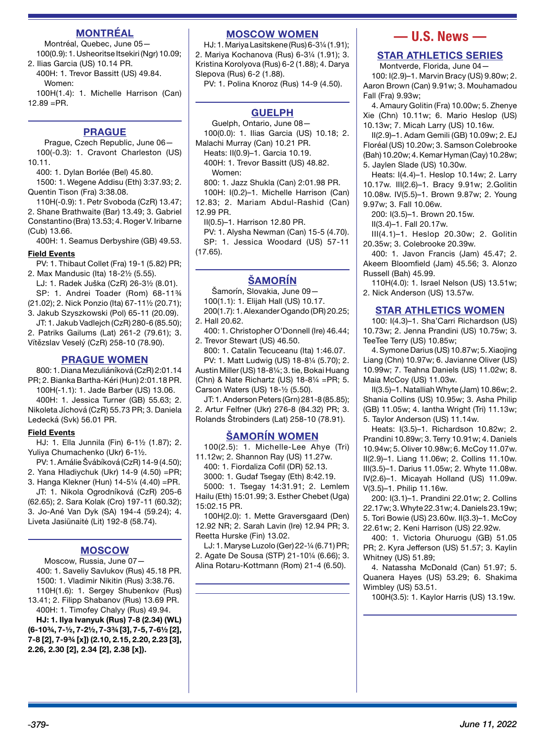## MONTRÉAL

Montréal, Quebec, June 05—

100(0.9): 1. Usheoritse Itsekiri (Ngr) 10.09; 2. Ilias Garcia (US) 10.14 PR.

400H: 1. Trevor Bassitt (US) 49.84.

Women:

100H(1.4): 1. Michelle Harrison (Can) 12.89 =PR.

## PRAGUE

Prague, Czech Republic, June 06—

100(-0.3): 1. Cravont Charleston (US) 10.11.

400: 1. Dylan Borlée (Bel) 45.80.

1500: 1. Wegene Addisu (Eth) 3:37.93; 2. Quentin Tison (Fra) 3:38.08.

110H(-0.9): 1. Petr Svoboda (CzR) 13.47; 2. Shane Brathwaite (Bar) 13.49; 3. Gabriel Constantino (Bra) 13.53; 4. Roger V. Iribarne (Cub) 13.66.

400H: 1. Seamus Derbyshire (GB) 49.53.

**Field Events**

PV: 1. Thibaut Collet (Fra) 19-1 (5.82) PR; 2. Max Mandusic (Ita) 18-2½ (5.55).

LJ: 1. Radek Juška (CzR) 26-3½ (8.01).

SP: 1. Andrei Toader (Rom) 68-11¾ (21.02); 2. Nick Ponzio (Ita) 67-11½ (20.71); 3. Jakub Szyszkowski (Pol) 65-11 (20.09).

JT: 1. Jakub Vadlejch (CzR) 280-6 (85.50); 2. Patriks Gailums (Lat) 261-2 (79.61); 3. Vítězslav Veselý (CzR) 258-10 (78.90).

## PRAGUE WOMEN

800: 1. Diana Mezuliáníková (CzR) 2:01.14 PR; 2. Bianka Bartha-Kéri (Hun) 2:01.18 PR.

100H(-1.1): 1. Jade Barber (US) 13.06.

400H: 1. Jessica Turner (GB) 55.63; 2. Nikoleta Jíchová (CzR) 55.73 PR; 3. Daniela Ledecká (Svk) 56.01 PR.

**Field Events**

HJ: 1. Ella Junnila (Fin) 6-1½ (1.87); 2. Yuliya Chumachenko (Ukr) 6-1½.

PV: 1. Amálie Švábíková (CzR) 14-9 (4.50); 2. Yana Hladiychuk (Ukr) 14-9 (4.50) =PR; 3. Hanga Klekner (Hun) 14-5¼ (4.40) =PR.

JT: 1. Nikola Ogrodníková (CzR) 205-6 (62.65); 2. Sara Kolak (Cro) 197-11 (60.32); 3. Jo-Ané Van Dyk (SA) 194-4 (59.24); 4. Liveta Jasiūnaitė (Lit) 192-8 (58.74).

## MOSCOW

Moscow, Russia, June 07—

400: 1. Saveliy Savlukov (Rus) 45.18 PR.

1500: 1. Vladimir Nikitin (Rus) 3:38.76.

110H(1.6): 1. Sergey Shubenkov (Rus) 13.41; 2. Filipp Shabanov (Rus) 13.69 PR.

400H: 1. Timofey Chalyy (Rus) 49.94.

**HJ: 1. Ilya Ivanyuk (Rus) 7-8 (2.34) (WL) (6-10¾, 7-½, 7-2½, 7-3¾ [3], 7-5, 7-6½ [2], 7-8 [2], 7-9¾ [x]) (2.10, 2.15, 2.20, 2.23 [3], 2.26, 2.30 [2], 2.34 [2], 2.38 [x]).**

## MOSCOW WOMEN

HJ: 1. Mariya Lasitskene (Rus) 6-3¼ (1.91); 2. Mariya Kochanova (Rus) 6-3¼ (1.91); 3. Kristina Korolyova (Rus) 6-2 (1.88); 4. Darya Slepova (Rus) 6-2 (1.88).

PV: 1. Polina Knoroz (Rus) 14-9 (4.50).

## GUELPH

Guelph, Ontario, June 08—

100(0.0): 1. Ilias Garcia (US) 10.18; 2. Malachi Murray (Can) 10.21 PR.

Heats: II(0.9)–1. Garcia 10.19.

400H: 1. Trevor Bassitt (US) 48.82.

Women:

800: 1. Jazz Shukla (Can) 2:01.98 PR.

100H: I(0.2)–1. Michelle Harrison (Can) 12.83; 2. Mariam Abdul-Rashid (Can) 12.99 PR.

II(0.5)–1. Harrison 12.80 PR.

PV: 1. Alysha Newman (Can) 15-5 (4.70).

SP: 1. Jessica Woodard (US) 57-11 (17.65).

## ŠAMORÍN

Šamorín, Slovakia, June 09—

100(1.1): 1. Elijah Hall (US) 10.17.

200(1.7): 1. Alexander Ogando (DR) 20.25; 2. Hall 20.62.

400: 1. Christopher O'Donnell (Ire) 46.44; 2. Trevor Stewart (US) 46.50.

800: 1. Catalin Tecuceanu (Ita) 1:46.07.

PV: 1. Matt Ludwig (US) 18-8¼ (5.70); 2. Austin Miller (US) 18-8¼; 3. tie, Bokai Huang (Chn) & Nate Richartz (US) 18-8¼ =PR; 5. Carson Waters (US) 18-½ (5.50).

JT: 1. Anderson Peters (Grn) 281-8 (85.85); 2. Artur Felfner (Ukr) 276-8 (84.32) PR; 3. Rolands Štrobinders (Lat) 258-10 (78.91).

## ŠAMORÍN WOMEN

100(2.5): 1. Michelle-Lee Ahye (Tri) 11.12w; 2. Shannon Ray (US) 11.27w.

400: 1. Fiordaliza Cofil (DR) 52.13.

3000: 1. Gudaf Tsegay (Eth) 8:42.19.

5000: 1. Tsegay 14:31.91; 2. Lemlem Hailu (Eth) 15:01.99; 3. Esther Chebet (Uga) 15:02.15 PR.

100H(2.0): 1. Mette Graversgaard (Den) 12.92 NR; 2. Sarah Lavin (Ire) 12.94 PR; 3. Reetta Hurske (Fin) 13.02.

LJ: 1. Maryse Luzolo (Ger) 22-¼ (6.71) PR; 2. Agate De Sousa (STP) 21-10¼ (6.66); 3. Alina Rotaru-Kottmann (Rom) 21-4 (6.50).

# — U.S. News —

## STAR ATHLETICS SERIES

Montverde, Florida, June 04—

100: I(2.9)–1. Marvin Bracy (US) 9.80w; 2. Aaron Brown (Can) 9.91w; 3. Mouhamadou Fall (Fra) 9.93w;

4. Amaury Golitin (Fra) 10.00w; 5. Zhenye Xie (Chn) 10.11w; 6. Mario Heslop (US) 10.13w; 7. Micah Larry (US) 10.16w.

II(2.9)–1. Adam Gemili (GB) 10.09w; 2. EJ Floréal (US) 10.20w; 3. Samson Colebrooke (Bah) 10.20w; 4. Kemar Hyman (Cay) 10.28w; 5. Jaylen Slade (US) 10.30w.

Heats: I(4.4)–1. Heslop 10.14w; 2. Larry 10.17w. III(2.6)–1. Bracy 9.91w; 2. Golitin 10.08w. IV(5.5)–1. Brown 9.87w; 2. Young 9.97w; 3. Fall 10.06w.

200: I(3.5)–1. Brown 20.15w.

II(3.4)–1. Fall 20.17w.

III(4.1)–1. Heslop 20.30w; 2. Golitin 20.35w; 3. Colebrooke 20.39w.

400: 1. Javon Francis (Jam) 45.47; 2. Akeem Bloomfield (Jam) 45.56; 3. Alonzo Russell (Bah) 45.99.

110H(4.0): 1. Israel Nelson (US) 13.51w; 2. Nick Anderson (US) 13.57w.

## STAR ATHLETICS WOMEN

100: I(4.3)–1. Sha'Carri Richardson (US) 10.73w; 2. Jenna Prandini (US) 10.75w; 3. TeeTee Terry (US) 10.85w;

4. Symone Darius (US) 10.87w; 5. Xiaojing Liang (Chn) 10.97w; 6. Javianne Oliver (US) 10.99w; 7. Teahna Daniels (US) 11.02w; 8. Maia McCoy (US) 11.03w.

II(3.5)–1. Natalliah Whyte (Jam) 10.86w; 2. Shania Collins (US) 10.95w; 3. Asha Philip (GB) 11.05w; 4. Iantha Wright (Tri) 11.13w; 5. Taylor Anderson (US) 11.14w.

Heats: I(3.5)–1. Richardson 10.82w; 2. Prandini 10.89w; 3. Terry 10.91w; 4. Daniels 10.94w; 5. Oliver 10.98w; 6. McCoy 11.07w. II(2.9)–1. Liang 11.06w; 2. Collins 11.10w. III(3.5)–1. Darius 11.05w; 2. Whyte 11.08w. IV(2.6)–1. Micayah Holland (US) 11.09w. V(3.5)–1. Philip 11.16w.

200: I(3.1)–1. Prandini 22.01w; 2. Collins 22.17w; 3. Whyte 22.31w; 4. Daniels 23.19w; 5. Tori Bowie (US) 23.60w. II(3.3)–1. McCoy 22.61w; 2. Keni Harrison (US) 22.92w.

400: 1. Victoria Ohuruogu (GB) 51.05 PR; 2. Kyra Jefferson (US) 51.57; 3. Kaylin Whitney (US) 51.89;

4. Natassha McDonald (Can) 51.97; 5. Quanera Hayes (US) 53.29; 6. Shakima Wimbley (US) 53.51.

100H(3.5): 1. Kaylor Harris (US) 13.19w.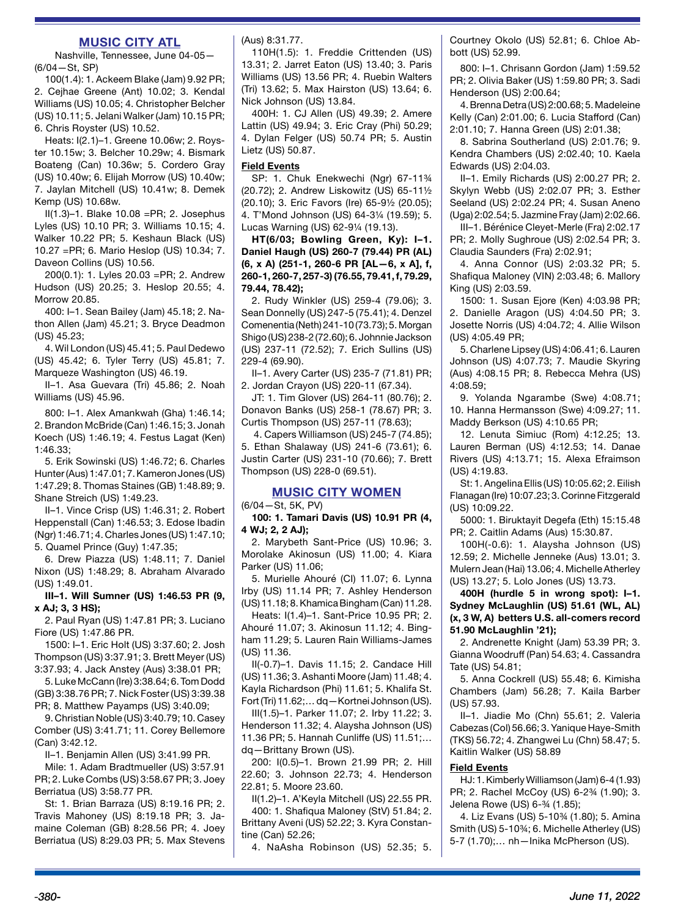## MUSIC CITY ATL

Nashville, Tennessee, June 04-05— (6/04—St, SP)

100(1.4): 1. Ackeem Blake (Jam) 9.92 PR; 2. Cejhae Greene (Ant) 10.02; 3. Kendal Williams (US) 10.05; 4. Christopher Belcher (US) 10.11; 5. Jelani Walker (Jam) 10.15 PR; 6. Chris Royster (US) 10.52.

Heats: I(2.1)–1. Greene 10.06w; 2. Royster 10.15w; 3. Belcher 10.29w; 4. Bismark Boateng (Can) 10.36w; 5. Cordero Gray (US) 10.40w; 6. Elijah Morrow (US) 10.40w; 7. Jaylan Mitchell (US) 10.41w; 8. Demek Kemp (US) 10.68w.

II(1.3)–1. Blake 10.08 =PR; 2. Josephus Lyles (US) 10.10 PR; 3. Williams 10.15; 4. Walker 10.22 PR; 5. Keshaun Black (US) 10.27 =PR; 6. Mario Heslop (US) 10.34; 7. Daveon Collins (US) 10.56.

200(0.1): 1. Lyles 20.03 =PR; 2. Andrew Hudson (US) 20.25; 3. Heslop 20.55; 4. Morrow 20.85.

400: I–1. Sean Bailey (Jam) 45.18; 2. Nathon Allen (Jam) 45.21; 3. Bryce Deadmon (US) 45.23;

4. Wil London (US) 45.41; 5. Paul Dedewo (US) 45.42; 6. Tyler Terry (US) 45.81; 7. Marqueze Washington (US) 46.19.

II–1. Asa Guevara (Tri) 45.86; 2. Noah Williams (US) 45.96.

800: I–1. Alex Amankwah (Gha) 1:46.14; 2. Brandon McBride (Can) 1:46.15; 3. Jonah Koech (US) 1:46.19; 4. Festus Lagat (Ken) 1:46.33;

5. Erik Sowinski (US) 1:46.72; 6. Charles Hunter (Aus) 1:47.01; 7. Kameron Jones (US) 1:47.29; 8. Thomas Staines (GB) 1:48.89; 9. Shane Streich (US) 1:49.23.

II–1. Vince Crisp (US) 1:46.31; 2. Robert Heppenstall (Can) 1:46.53; 3. Edose Ibadin (Ngr) 1:46.71; 4. Charles Jones (US) 1:47.10; 5. Quamel Prince (Guy) 1:47.35;

6. Drew Piazza (US) 1:48.11; 7. Daniel Nixon (US) 1:48.29; 8. Abraham Alvarado (US) 1:49.01.

**III–1. Will Sumner (US) 1:46.53 PR (9, x AJ; 3, 3 HS);**

2. Paul Ryan (US) 1:47.81 PR; 3. Luciano Fiore (US) 1:47.86 PR.

1500: I–1. Eric Holt (US) 3:37.60; 2. Josh Thompson (US) 3:37.91; 3. Brett Meyer (US) 3:37.93; 4. Jack Anstey (Aus) 3:38.01 PR;

5. Luke McCann (Ire) 3:38.64; 6. Tom Dodd (GB) 3:38.76 PR; 7. Nick Foster (US) 3:39.38 PR; 8. Matthew Payamps (US) 3:40.09;

9. Christian Noble (US) 3:40.79; 10. Casey Comber (US) 3:41.71; 11. Corey Bellemore (Can) 3:42.12.

II–1. Benjamin Allen (US) 3:41.99 PR.

Mile: 1. Adam Bradtmueller (US) 3:57.91 PR; 2. Luke Combs (US) 3:58.67 PR; 3. Joey Berriatua (US) 3:58.77 PR.

St: 1. Brian Barraza (US) 8:19.16 PR; 2. Travis Mahoney (US) 8:19.18 PR; 3. Jamaine Coleman (GB) 8:28.56 PR; 4. Joey Berriatua (US) 8:29.03 PR; 5. Max Stevens (Aus) 8:31.77.

110H(1.5): 1. Freddie Crittenden (US) 13.31; 2. Jarret Eaton (US) 13.40; 3. Paris Williams (US) 13.56 PR; 4. Ruebin Walters (Tri) 13.62; 5. Max Hairston (US) 13.64; 6. Nick Johnson (US) 13.84.

400H: 1. CJ Allen (US) 49.39; 2. Amere Lattin (US) 49.94; 3. Eric Cray (Phi) 50.29; 4. Dylan Felger (US) 50.74 PR; 5. Austin Lietz (US) 50.87.

### Field Events

SP: 1. Chuk Enekwechi (Ngr) 67-11¾ (20.72); 2. Andrew Liskowitz (US) 65-11½ (20.10); 3. Eric Favors (Ire) 65-9½ (20.05); 4. T'Mond Johnson (US) 64-3¼ (19.59); 5. Lucas Warning (US) 62-9¼ (19.13).

**HT(6/03; Bowling Green, Ky): I–1. Daniel Haugh (US) 260-7 (79.44) PR (AL) (6, x A) (251-1, 260-6 PR [AL—6, x A], f, 260-1, 260-7, 257-3) (76.55, 79.41, f, 79.29, 79.44, 78.42);**

2. Rudy Winkler (US) 259-4 (79.06); 3. Sean Donnelly (US) 247-5 (75.41); 4. Denzel Comenentia (Neth) 241-10 (73.73); 5. Morgan Shigo (US) 238-2 (72.60); 6. Johnnie Jackson (US) 237-11 (72.52); 7. Erich Sullins (US) 229-4 (69.90).

II–1. Avery Carter (US) 235-7 (71.81) PR; 2. Jordan Crayon (US) 220-11 (67.34).

JT: 1. Tim Glover (US) 264-11 (80.76); 2. Donavon Banks (US) 258-1 (78.67) PR; 3. Curtis Thompson (US) 257-11 (78.63);

4. Capers Williamson (US) 245-7 (74.85); 5. Ethan Shalaway (US) 241-6 (73.61); 6. Justin Carter (US) 231-10 (70.66); 7. Brett Thompson (US) 228-0 (69.51).

## MUSIC CITY WOMEN

(6/04—St, 5K, PV)

**100: 1. Tamari Davis (US) 10.91 PR (4, 4 WJ; 2, 2 AJ);**

2. Marybeth Sant-Price (US) 10.96; 3. Morolake Akinosun (US) 11.00; 4. Kiara Parker (US) 11.06;

5. Murielle Ahouré (CI) 11.07; 6. Lynna Irby (US) 11.14 PR; 7. Ashley Henderson (US) 11.18; 8. Khamica Bingham (Can) 11.28.

Heats: I(1.4)–1. Sant-Price 10.95 PR; 2. Ahouré 11.07; 3. Akinosun 11.12; 4. Bingham 11.29; 5. Lauren Rain Williams-James (US) 11.36.

II(-0.7)–1. Davis 11.15; 2. Candace Hill (US) 11.36; 3. Ashanti Moore (Jam) 11.48; 4. Kayla Richardson (Phi) 11.61; 5. Khalifa St. Fort (Tri) 11.62;… dq—Kortnei Johnson (US).

III(1.5)–1. Parker 11.07; 2. Irby 11.22; 3. Henderson 11.32; 4. Alaysha Johnson (US) 11.36 PR; 5. Hannah Cunliffe (US) 11.51;… dq—Brittany Brown (US).

200: I(0.5)–1. Brown 21.99 PR; 2. Hill 22.60; 3. Johnson 22.73; 4. Henderson 22.81; 5. Moore 23.60.

II(1.2)–1. A'Keyla Mitchell (US) 22.55 PR.

400: 1. Shafiqua Maloney (StV) 51.84; 2. Brittany Aveni (US) 52.22; 3. Kyra Constantine (Can) 52.26;

4. NaAsha Robinson (US) 52.35; 5. Courtney Okolo (US) 52.81; 6. Chloe Abbott (US) 52.99.

800: I–1. Chrisann Gordon (Jam) 1:59.52 PR; 2. Olivia Baker (US) 1:59.80 PR; 3. Sadi Henderson (US) 2:00.64;

4. Brenna Detra (US) 2:00.68; 5. Madeleine Kelly (Can) 2:01.00; 6. Lucia Stafford (Can) 2:01.10; 7. Hanna Green (US) 2:01.38;

8. Sabrina Southerland (US) 2:01.76; 9. Kendra Chambers (US) 2:02.40; 10. Kaela Edwards (US) 2:04.03.

II–1. Emily Richards (US) 2:00.27 PR; 2. Skylyn Webb (US) 2:02.07 PR; 3. Esther Seeland (US) 2:02.24 PR; 4. Susan Aneno (Uga) 2:02.54; 5. Jazmine Fray (Jam) 2:02.66.

III–1. Bérénice Cleyet-Merle (Fra) 2:02.17 PR; 2. Molly Sughroue (US) 2:02.54 PR; 3. Claudia Saunders (Fra) 2:02.91;

4. Anna Connor (US) 2:03.32 PR; 5. Shafiqua Maloney (VIN) 2:03.48; 6. Mallory King (US) 2:03.59.

1500: 1. Susan Ejore (Ken) 4:03.98 PR; 2. Danielle Aragon (US) 4:04.50 PR; 3. Josette Norris (US) 4:04.72; 4. Allie Wilson (US) 4:05.49 PR;

5. Charlene Lipsey (US) 4:06.41; 6. Lauren Johnson (US) 4:07.73; 7. Maudie Skyring (Aus) 4:08.15 PR; 8. Rebecca Mehra (US) 4:08.59;

9. Yolanda Ngarambe (Swe) 4:08.71; 10. Hanna Hermansson (Swe) 4:09.27; 11. Maddy Berkson (US) 4:10.65 PR;

12. Lenuta Simiuc (Rom) 4:12.25; 13. Lauren Berman (US) 4:12.53; 14. Danae Rivers (US) 4:13.71; 15. Alexa Efraimson (US) 4:19.83.

St: 1. Angelina Ellis (US) 10:05.62; 2. Eilish Flanagan (Ire) 10:07.23; 3. Corinne Fitzgerald (US) 10:09.22.

5000: 1. Biruktayit Degefa (Eth) 15:15.48 PR; 2. Caitlin Adams (Aus) 15:30.87.

100H(-0.6): 1. Alaysha Johnson (US) 12.59; 2. Michelle Jenneke (Aus) 13.01; 3. Mulern Jean (Hai) 13.06; 4. Michelle Atherley (US) 13.27; 5. Lolo Jones (US) 13.73.

**400H (hurdle 5 in wrong spot): I–1. Sydney McLaughlin (US) 51.61 (WL, AL) (x, 3 W, A) betters U.S. all-comers record 51.90 McLaughlin '21);**

2. Andrenette Knight (Jam) 53.39 PR; 3. Gianna Woodruff (Pan) 54.63; 4. Cassandra Tate (US) 54.81;

5. Anna Cockrell (US) 55.48; 6. Kimisha Chambers (Jam) 56.28; 7. Kaila Barber (US) 57.93.

II–1. Jiadie Mo (Chn) 55.61; 2. Valeria Cabezas (Col) 56.66; 3. Yanique Haye-Smith (TKS) 56.72; 4. Zhangwei Lu (Chn) 58.47; 5. Kaitlin Walker (US) 58.89

### Field Events

HJ: 1. Kimberly Williamson (Jam) 6-4 (1.93) PR; 2. Rachel McCoy (US) 6-2¾ (1.90); 3. Jelena Rowe (US) 6-¾ (1.85);

4. Liz Evans (US) 5-10¾ (1.80); 5. Amina Smith (US) 5-10¾; 6. Michelle Atherley (US) 5-7 (1.70);… nh—Inika McPherson (US).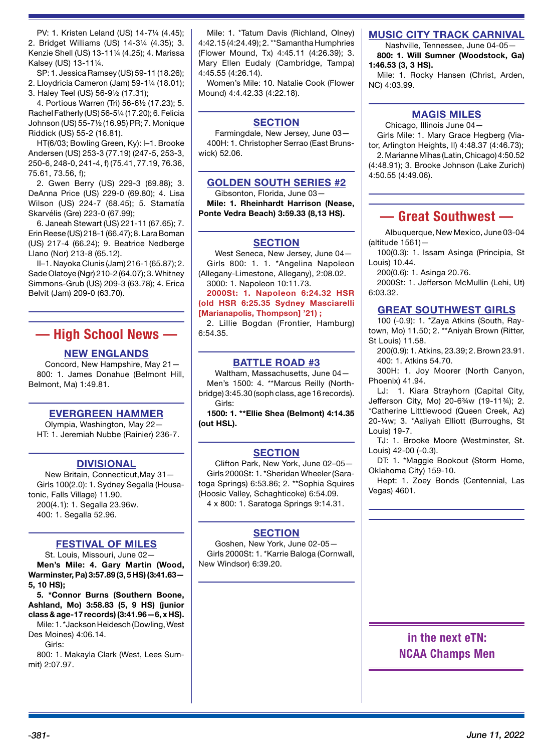PV: 1. Kristen Leland (US) 14-7¼ (4.45); 2. Bridget Williams (US) 14-3¼ (4.35); 3. Kenzie Shell (US) 13-11¼ (4.25); 4. Marissa Kalsey (US) 13-11¼.

SP: 1. Jessica Ramsey (US) 59-11 (18.26); 2. Lloydricia Cameron (Jam) 59-1¼ (18.01); 3. Haley Teel (US) 56-9½ (17.31);

4. Portious Warren (Tri) 56-6½ (17.23); 5. Rachel Fatherly (US) 56-5¼ (17.20); 6. Felicia Johnson (US) 55-7½ (16.95) PR; 7. Monique Riddick (US) 55-2 (16.81).

HT(6/03; Bowling Green, Ky): I–1. Brooke Andersen (US) 253-3 (77.19) (247-5, 253-3, 250-6, 248-0, 241-4, f) (75.41, 77.19, 76.36, 75.61, 73.56, f);

2. Gwen Berry (US) 229-3 (69.88); 3. DeAnna Price (US) 229-0 (69.80); 4. Lisa Wilson (US) 224-7 (68.45); 5. Stamatía Skarvélis (Gre) 223-0 (67.99);

6. Janeah Stewart (US) 221-11 (67.65); 7. Erin Reese (US) 218-1 (66.47); 8. Lara Boman (US) 217-4 (66.24); 9. Beatrice Nedberge Llano (Nor) 213-8 (65.12).

II–1. Nayoka Clunis (Jam) 216-1 (65.87); 2. Sade Olatoye (Ngr) 210-2 (64.07); 3. Whitney Simmons-Grub (US) 209-3 (63.78); 4. Erica Belvit (Jam) 209-0 (63.70).

# — High School News —

### NEW ENGLANDS

Concord, New Hampshire, May 21—

800: 1. James Donahue (Belmont Hill, Belmont, Ma) 1:49.81.

### EVERGREEN HAMMER

Olympia, Washington, May 22—

HT: 1. Jeremiah Nubbe (Rainier) 236-7.

### DIVISIONAL

New Britain, Connecticut, May 31—

Girls 100(2.0): 1. Sydney Segalla (Housatonic, Falls Village) 11.90.

200(4.1): 1. Segalla 23.96w.

400: 1. Segalla 52.96.

### FESTIVAL OF MILES

St. Louis, Missouri, June 02—

**Men's Mile: 4. Gary Martin (Wood, Warminster, Pa) 3:57.89 (3, 5 HS) (3:41.63—5, 10 HS);**

**5. *Connor Burns (Southern Boone, Ashland, Mo) 3:58.83 (5, 9 HS) (junior class & age-17 records) (3:41.96—6, x HS).**

Mile: 1. *Jackson Heidesch (Dowling, West Des Moines) 4:06.14.

Girls:

800: 1. Makayla Clark (West, Lees Summit) 2:07.97.

Mile: 1. *Tatum Davis (Richland, Olney) 4:42.15 (4:24.49); 2. **Samantha Humphries (Flower Mound, Tx) 4:45.11 (4:26.39); 3. Mary Ellen Eudaly (Cambridge, Tampa) 4:45.55 (4:26.14).

Women's Mile: 10. Natalie Cook (Flower Mound) 4:4.42.33 (4:22.18).

### SECTION

Farmingdale, New Jersey, June 03—

400H: 1. Christopher Serrao (East Brunswick) 52.06.

### GOLDEN SOUTH SERIES #2

Gibsonton, Florida, June 03—

**Mile: 1. Rheinhardt Harrison (Nease, Ponte Vedra Beach) 3:59.33 (8,13 HS).**

### SECTION

West Seneca, New Jersey, June 04—

Girls 800: 1. 1. *Angelina Napoleon (Allegany-Limestone, Allegany), 2:08.02.

3000: 1. Napoleon 10:11.73.

**2000St: 1. Napoleon 6:24.32 HSR (old HSR 6:25.35 Sydney Masciarelli [Marianapolis, Thompson] '21) ;**

2. Lillie Bogdan (Frontier, Hamburg) 6:54.35.

### BATTLE ROAD #3

Waltham, Massachusetts, June 04—

Men's 1500: 4. **Marcus Reilly (Northbridge) 3:45.30 (soph class, age 16 records).

Girls:

**1500: 1. **Ellie Shea (Belmont) 4:14.35 (out HSL).**

### SECTION

Clifton Park, New York, June 02–05—

Girls 2000St: 1. *Sheridan Wheeler (Saratoga Springs) 6:53.86; 2. **Sophia Squires (Hoosic Valley, Schaghticoke) 6:54.09.

4 x 800: 1. Saratoga Springs 9:14.31.

### SECTION

Goshen, New York, June 02-05—

Girls 2000St: 1. *Karrie Baloga (Cornwall, New Windsor) 6:39.20.

### MUSIC CITY TRACK CARNIVAL

Nashville, Tennessee, June 04-05—

**800: 1. Will Sumner (Woodstock, Ga) 1:46.53 (3, 3 HS).**

Mile: 1. Rocky Hansen (Christ, Arden, NC) 4:03.99.

### MAGIS MILES

Chicago, Illinois June 04—

Girls Mile: 1. Mary Grace Hegberg (Viator, Arlington Heights, Il) 4:48.37 (4:46.73); 2. Marianne Mihas (Latin, Chicago) 4:50.52 (4:48.91); 3. Brooke Johnson (Lake Zurich) 4:50.55 (4:49.06).

# — Great Southwest —

Albuquerque, New Mexico, June 03-04 (altitude 1561)—

100(0.3): 1. Issam Asinga (Principia, St Louis) 10.44.

200(0.6): 1. Asinga 20.76.

2000St: 1. Jefferson McMullin (Lehi, Ut) 6:03.32.

### GREAT SOUTHWEST GIRLS

100 (-0.9): 1. *Zaya Atkins (South, Raytown, Mo) 11.50; 2. **Aniyah Brown (Ritter, St Louis) 11.58.

200(0.9): 1. Atkins, 23.39; 2. Brown 23.91.

400: 1. Atkins 54.70.

300H: 1. Joy Moorer (North Canyon, Phoenix) 41.94.

LJ: 1. Kiara Strayhorn (Capital City, Jefferson City, Mo) 20-6¾w (19-11¾); 2. *Catherine Litttlewood (Queen Creek, Az) 20-¼w; 3. *Aaliyah Elliott (Burroughs, St Louis) 19-7.

TJ: 1. Brooke Moore (Westminster, St. Louis) 42-00 (-0.3).

DT: 1. *Maggie Bookout (Storm Home, Oklahoma City) 159-10.

Hept: 1. Zoey Bonds (Centennial, Las Vegas) 4601.

**in the next eTN: NCAA Champs Men**